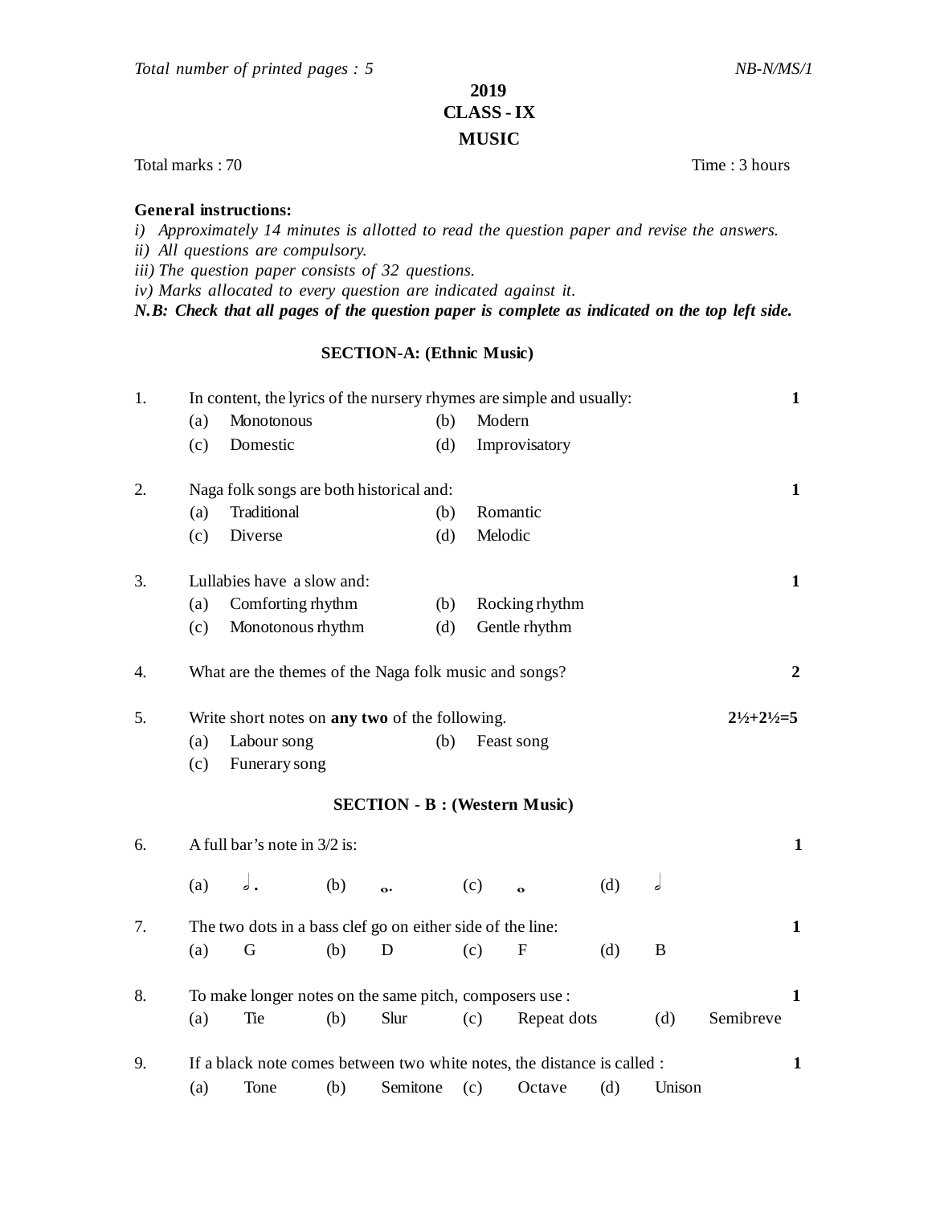*Total number of printed pages : 5* *NB-N/MS/1*

# 2019
# CLASS - IX
# MUSIC

Total marks : 70 Time : 3 hours

**General instructions:**

*i) Approximately 14 minutes is allotted to read the question paper and revise the answers.*
*ii) All questions are compulsory.*
*iii) The question paper consists of 32 questions.*
*iv) Marks allocated to every question are indicated against it.*
***N.B: Check that all pages of the question paper is complete as indicated on the top left side.***

## SECTION-A: (Ethnic Music)

1. In content, the lyrics of the nursery rhymes are simple and usually: **1**
   (a) Monotonous (b) Modern
   (c) Domestic (d) Improvisatory

2. Naga folk songs are both historical and: **1**
   (a) Traditional (b) Romantic
   (c) Diverse (d) Melodic

3. Lullabies have a slow and: **1**
   (a) Comforting rhythm (b) Rocking rhythm
   (c) Monotonous rhythm (d) Gentle rhythm

4. What are the themes of the Naga folk music and songs? **2**

5. Write short notes on **any two** of the following. **2½+2½=5**
   (a) Labour song (b) Feast song
   (c) Funerary song

## SECTION - B : (Western Music)

6. A full bar's note in 3/2 is: **1**
   (a) 𝅗𝅥. (b) 𝅝. (c) 𝅝 (d) 𝅗𝅥

7. The two dots in a bass clef go on either side of the line: **1**
   (a) G (b) D (c) F (d) B

8. To make longer notes on the same pitch, composers use : **1**
   (a) Tie (b) Slur (c) Repeat dots (d) Semibreve

9. If a black note comes between two white notes, the distance is called : **1**
   (a) Tone (b) Semitone (c) Octave (d) Unison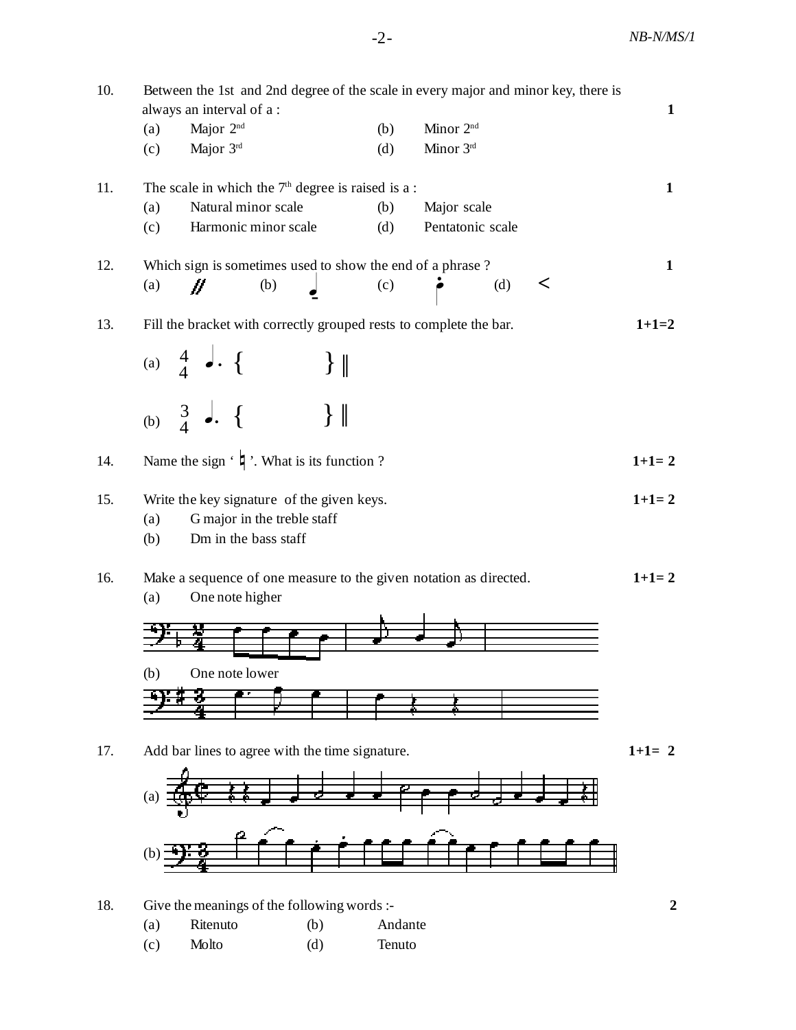10. Between the 1st and 2nd degree of the scale in every major and minor key, there is always an interval of a : **1**

    (a) Major 2nd (b) Minor 2nd

    (c) Major 3rd (d) Minor 3rd

11. The scale in which the 7th degree is raised is a : **1**

    (a) Natural minor scale (b) Major scale

    (c) Harmonic minor scale (d) Pentatonic scale

12. Which sign is sometimes used to show the end of a phrase ? **1**

    (a) // (b) ♩ (c) ♩ (d) <

13. Fill the bracket with correctly grouped rests to complete the bar. **1+1=2**

    (a) 4/4 ♩. { } ‖

    (b) 3/4 ♩. { } ‖

14. Name the sign ' ♮ '. What is its function ? **1+1= 2**

15. Write the key signature of the given keys. **1+1= 2**

    (a) G major in the treble staff

    (b) Dm in the bass staff

16. Make a sequence of one measure to the given notation as directed. **1+1= 2**

    (a) One note higher

    (b) One note lower

17. Add bar lines to agree with the time signature. **1+1= 2**

    (a)

    (b)

18. Give the meanings of the following words :- **2**

    (a) Ritenuto (b) Andante

    (c) Molto (d) Tenuto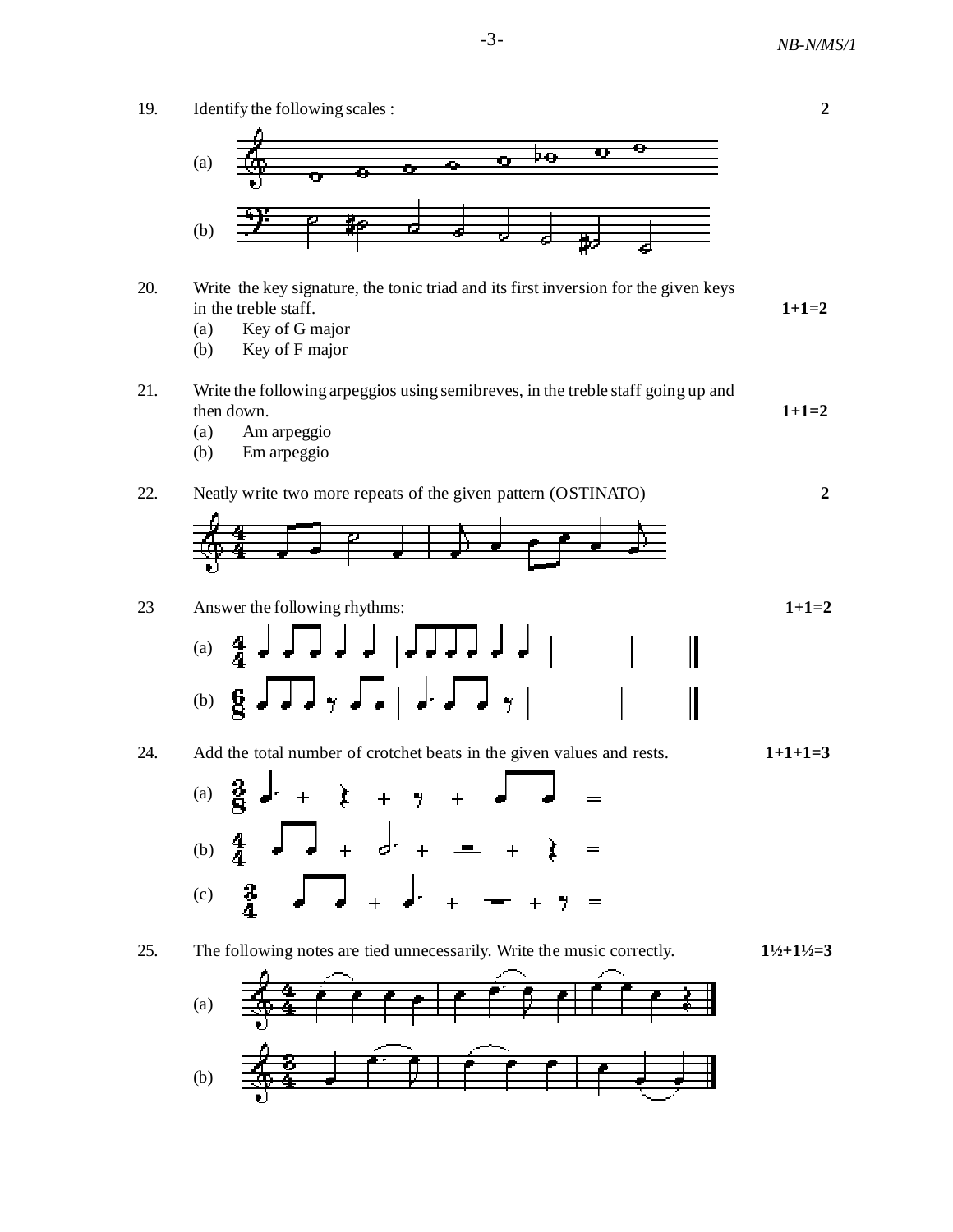19. Identify the following scales : **2**

(a)

(b)

20. Write the key signature, the tonic triad and its first inversion for the given keys in the treble staff. **1+1=2**
    (a) Key of G major
    (b) Key of F major

21. Write the following arpeggios using semibreves, in the treble staff going up and then down. **1+1=2**
    (a) Am arpeggio
    (b) Em arpeggio

22. Neatly write two more repeats of the given pattern (OSTINATO) **2**

23 Answer the following rhythms: **1+1=2**

(a)

(b)

24. Add the total number of crotchet beats in the given values and rests. **1+1+1=3**

(a) 3/8 + + + =

(b) 4/4 + + + =

(c) 3/4 + + + =

25. The following notes are tied unnecessarily. Write the music correctly. **1½+1½=3**

(a)

(b)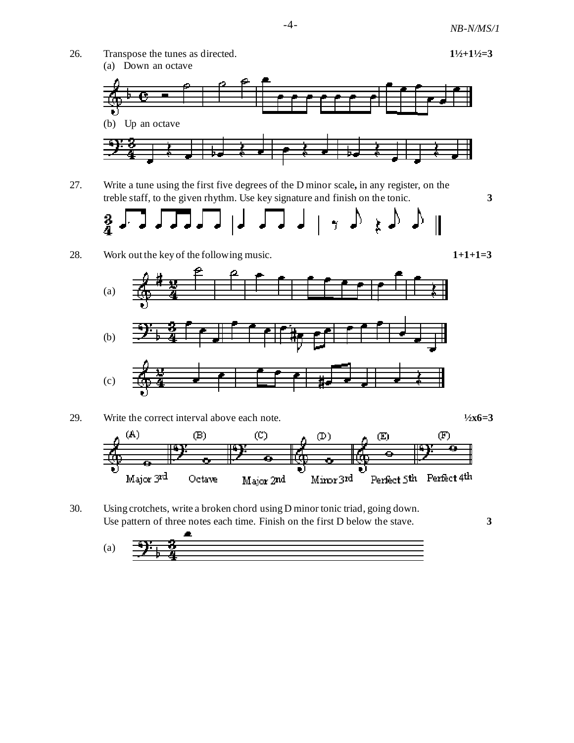26. Transpose the tunes as directed. **1½+1½=3**

(a) Down an octave

(b) Up an octave

27. Write a tune using the first five degrees of the D minor scale**,** in any register, on the treble staff, to the given rhythm. Use key signature and finish on the tonic. **3**

28. Work out the key of the following music. **1+1+1=3**

(a)

(b)

(c)

29. Write the correct interval above each note. **½x6=3**

(A) Major 3rd (B) Octave (C) Major 2nd (D) Minor 3rd (E) Perfect 5th (F) Perfect 4th

30. Using crotchets, write a broken chord using D minor tonic triad, going down. Use pattern of three notes each time. Finish on the first D below the stave. **3**

(a)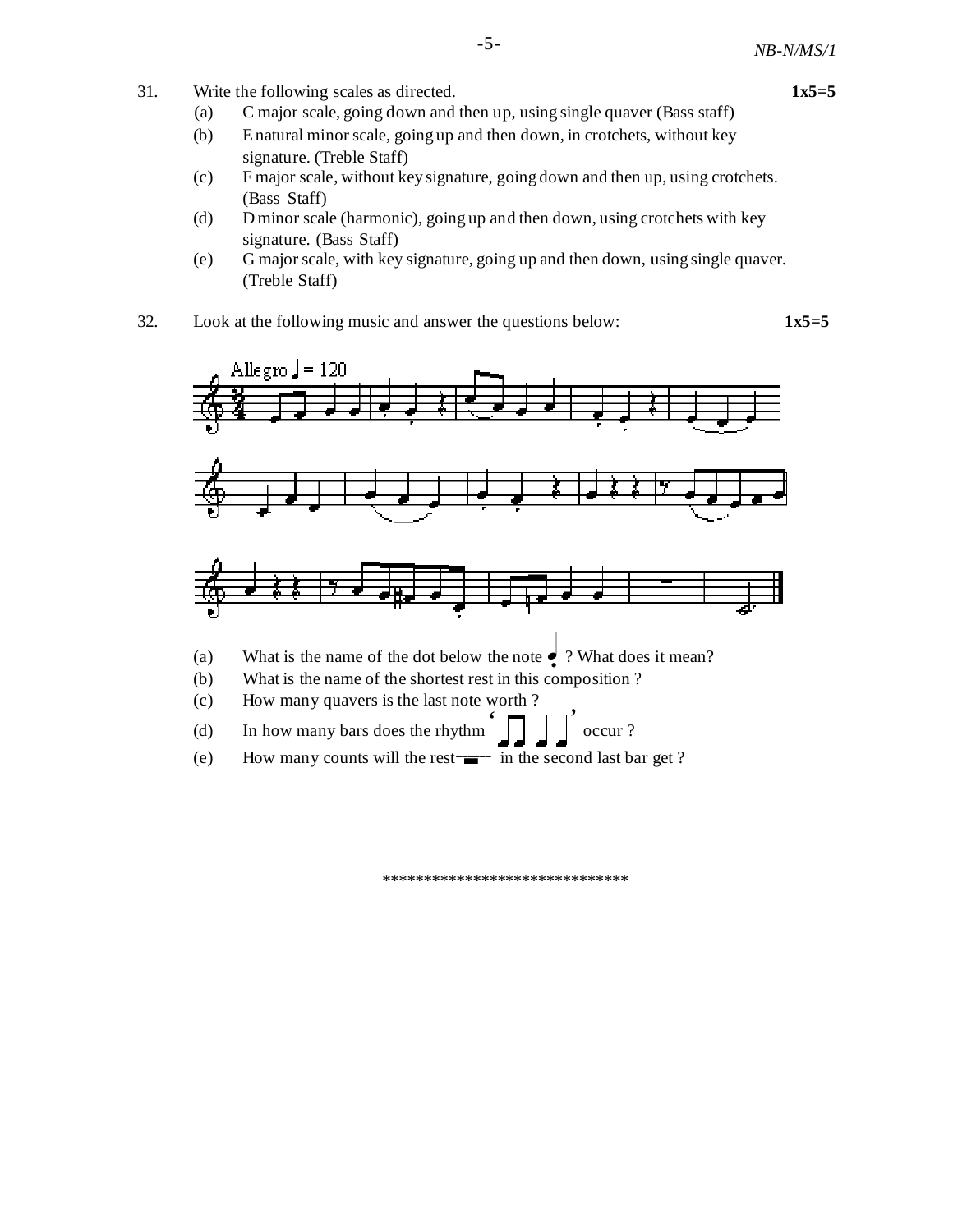31. Write the following scales as directed. **1x5=5**

 (a) C major scale, going down and then up, using single quaver (Bass staff)

 (b) E natural minor scale, going up and then down, in crotchets, without key signature. (Treble Staff)

 (c) F major scale, without key signature, going down and then up, using crotchets. (Bass Staff)

 (d) D minor scale (harmonic), going up and then down, using crotchets with key signature. (Bass Staff)

 (e) G major scale, with key signature, going up and then down, using single quaver. (Treble Staff)

32. Look at the following music and answer the questions below: **1x5=5**

Allegro ♩ = 120

 (a) What is the name of the dot below the note ? What does it mean?

 (b) What is the name of the shortest rest in this composition ?

 (c) How many quavers is the last note worth ?

 (d) In how many bars does the rhythm ' ' occur ?

 (e) How many counts will the rest in the second last bar get ?

******************************